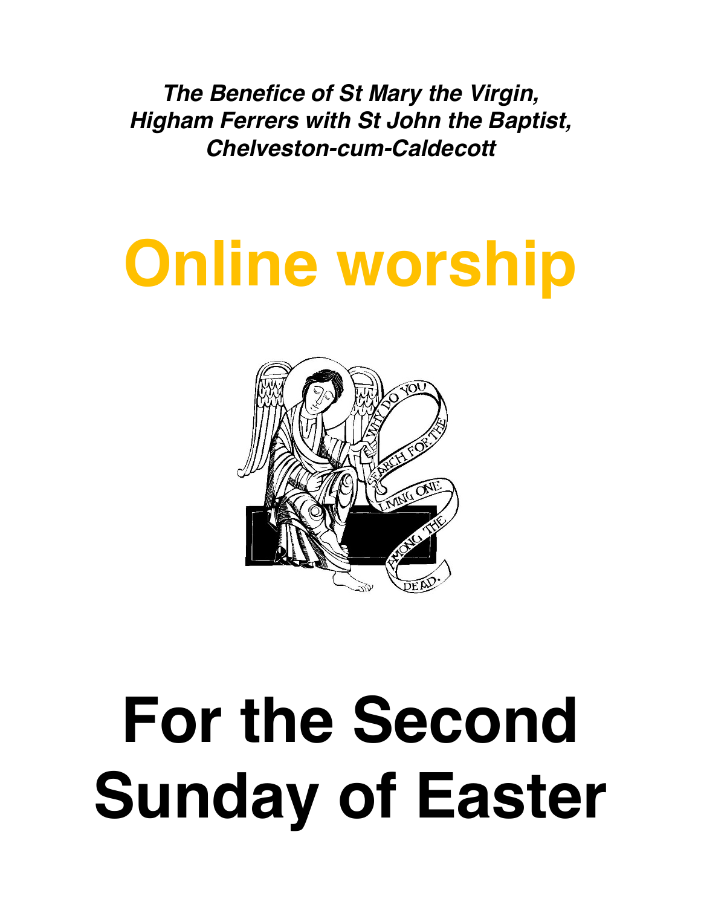***The Benefice of St Mary the Virgin, Higham Ferrers with St John the Baptist, Chelveston-cum-Caldecott***

# Online worship

# For the Second Sunday of Easter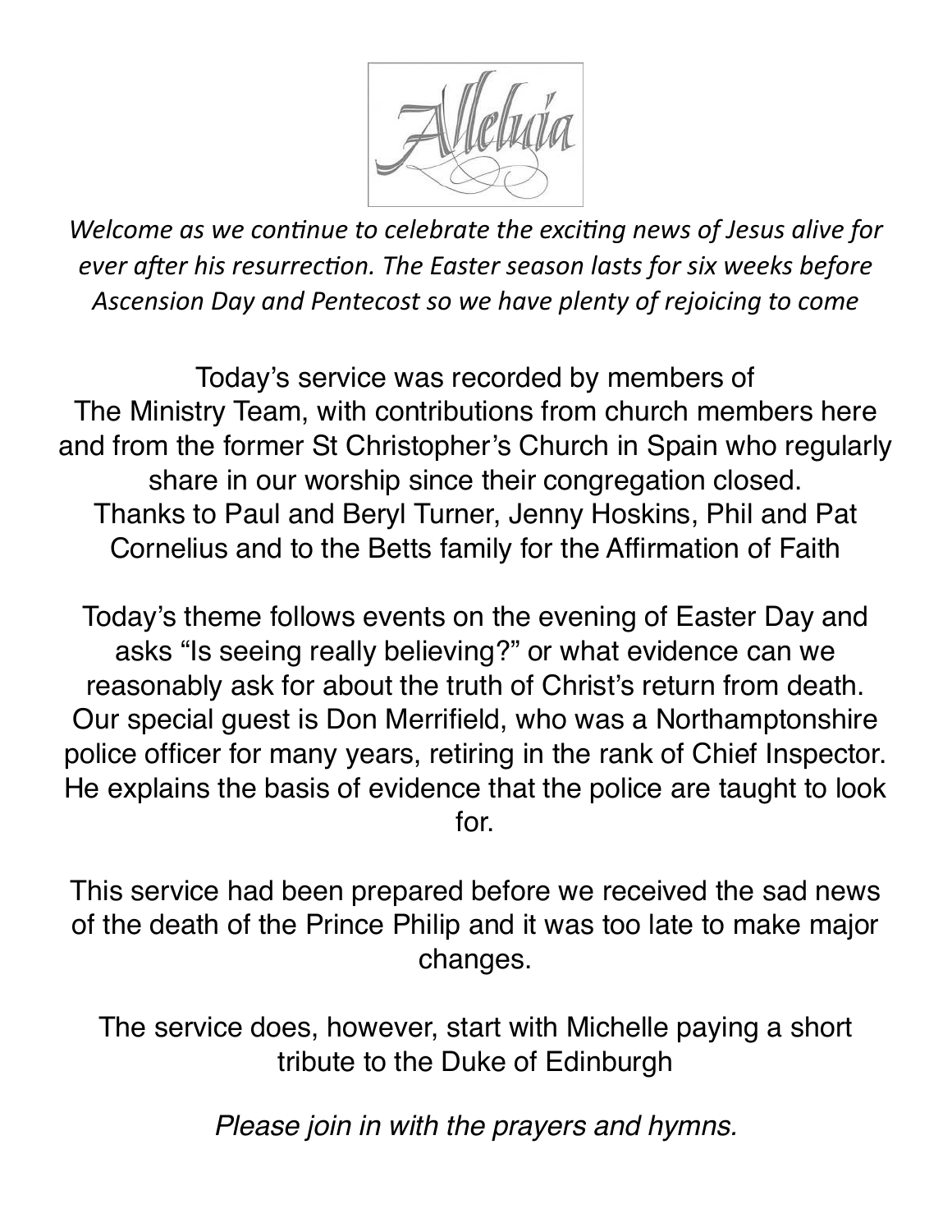Alleluia

*Welcome as we continue to celebrate the exciting news of Jesus alive for ever after his resurrection. The Easter season lasts for six weeks before Ascension Day and Pentecost so we have plenty of rejoicing to come*

Today's service was recorded by members of The Ministry Team, with contributions from church members here and from the former St Christopher's Church in Spain who regularly share in our worship since their congregation closed. Thanks to Paul and Beryl Turner, Jenny Hoskins, Phil and Pat Cornelius and to the Betts family for the Affirmation of Faith

Today's theme follows events on the evening of Easter Day and asks "Is seeing really believing?" or what evidence can we reasonably ask for about the truth of Christ's return from death. Our special guest is Don Merrifield, who was a Northamptonshire police officer for many years, retiring in the rank of Chief Inspector. He explains the basis of evidence that the police are taught to look for.

This service had been prepared before we received the sad news of the death of the Prince Philip and it was too late to make major changes.

The service does, however, start with Michelle paying a short tribute to the Duke of Edinburgh

*Please join in with the prayers and hymns.*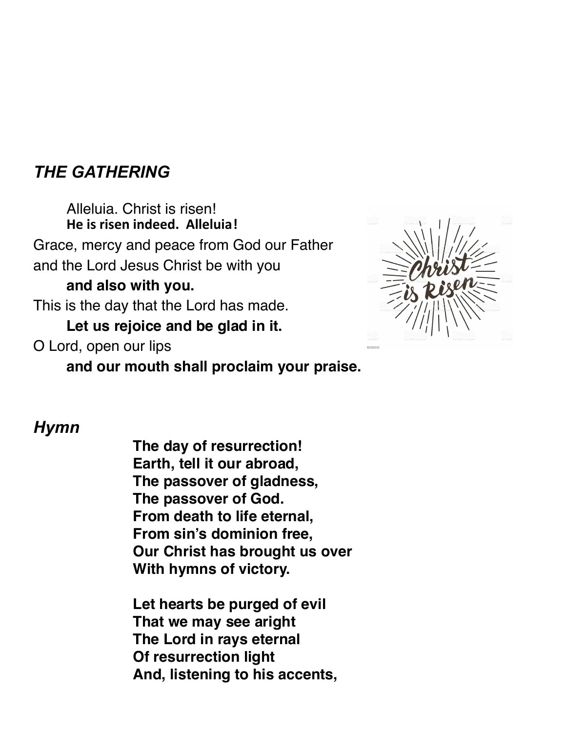## *THE GATHERING*

Alleluia. Christ is risen!
**He is risen indeed. Alleluia!**

Grace, mercy and peace from God our Father
and the Lord Jesus Christ be with you
**and also with you.**

This is the day that the Lord has made.
**Let us rejoice and be glad in it.**

O Lord, open our lips
**and our mouth shall proclaim your praise.**

## *Hymn*

**The day of resurrection!**
**Earth, tell it our abroad,**
**The passover of gladness,**
**The passover of God.**
**From death to life eternal,**
**From sin's dominion free,**
**Our Christ has brought us over**
**With hymns of victory.**

**Let hearts be purged of evil**
**That we may see aright**
**The Lord in rays eternal**
**Of resurrection light**
**And, listening to his accents,**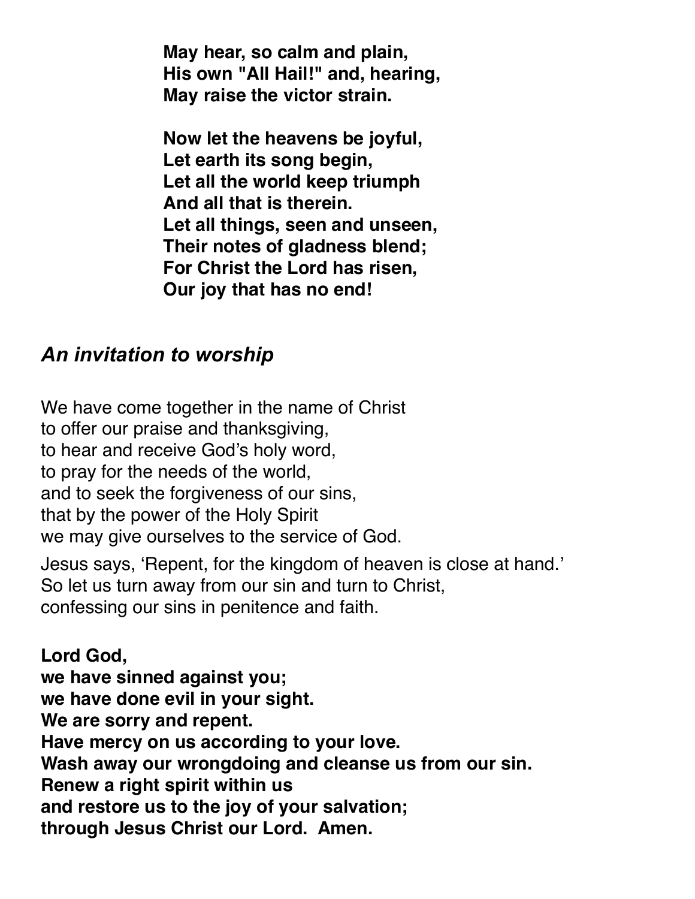**May hear, so calm and plain,**
**His own "All Hail!" and, hearing,**
**May raise the victor strain.**

**Now let the heavens be joyful,**
**Let earth its song begin,**
**Let all the world keep triumph**
**And all that is therein.**
**Let all things, seen and unseen,**
**Their notes of gladness blend;**
**For Christ the Lord has risen,**
**Our joy that has no end!**

## *An invitation to worship*

We have come together in the name of Christ
to offer our praise and thanksgiving,
to hear and receive God's holy word,
to pray for the needs of the world,
and to seek the forgiveness of our sins,
that by the power of the Holy Spirit
we may give ourselves to the service of God.

Jesus says, 'Repent, for the kingdom of heaven is close at hand.'
So let us turn away from our sin and turn to Christ,
confessing our sins in penitence and faith.

**Lord God,**
**we have sinned against you;**
**we have done evil in your sight.**
**We are sorry and repent.**
**Have mercy on us according to your love.**
**Wash away our wrongdoing and cleanse us from our sin.**
**Renew a right spirit within us**
**and restore us to the joy of your salvation;**
**through Jesus Christ our Lord. Amen.**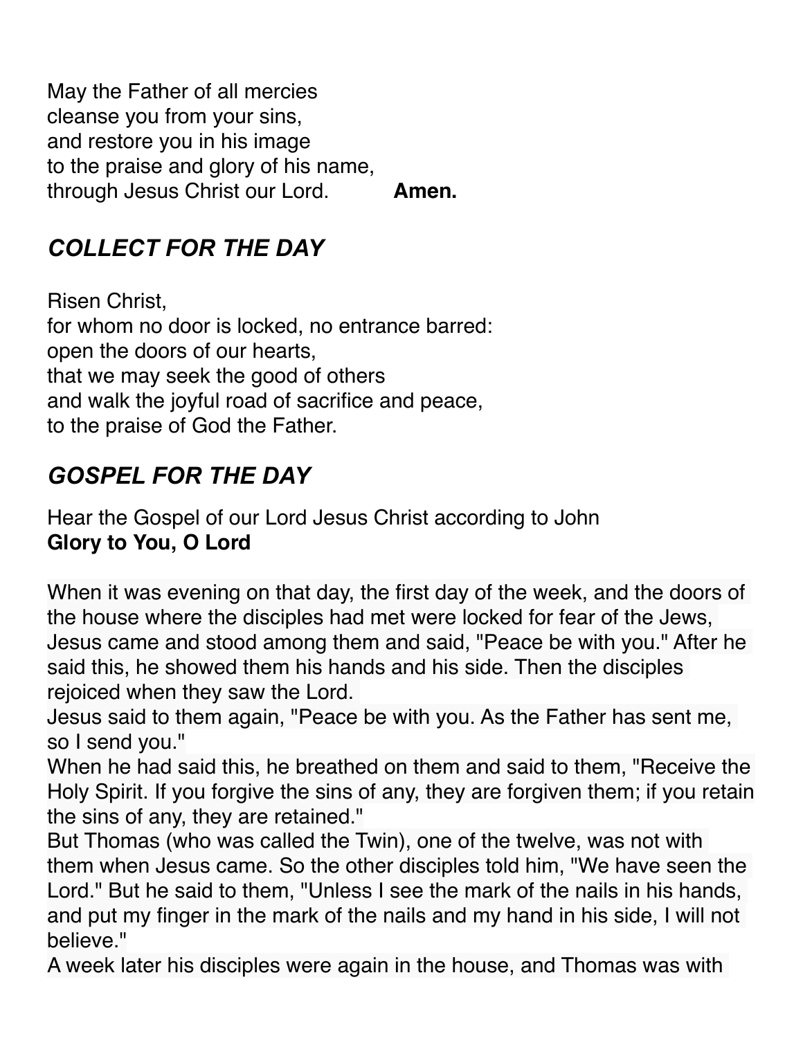May the Father of all mercies
cleanse you from your sins,
and restore you in his image
to the praise and glory of his name,
through Jesus Christ our Lord. **Amen.**

## *COLLECT FOR THE DAY*

Risen Christ,
for whom no door is locked, no entrance barred:
open the doors of our hearts,
that we may seek the good of others
and walk the joyful road of sacrifice and peace,
to the praise of God the Father.

## *GOSPEL FOR THE DAY*

Hear the Gospel of our Lord Jesus Christ according to John
**Glory to You, O Lord**

When it was evening on that day, the first day of the week, and the doors of the house where the disciples had met were locked for fear of the Jews, Jesus came and stood among them and said, "Peace be with you." After he said this, he showed them his hands and his side. Then the disciples rejoiced when they saw the Lord.
Jesus said to them again, "Peace be with you. As the Father has sent me, so I send you."
When he had said this, he breathed on them and said to them, "Receive the Holy Spirit. If you forgive the sins of any, they are forgiven them; if you retain the sins of any, they are retained."
But Thomas (who was called the Twin), one of the twelve, was not with them when Jesus came. So the other disciples told him, "We have seen the Lord." But he said to them, "Unless I see the mark of the nails in his hands, and put my finger in the mark of the nails and my hand in his side, I will not believe."
A week later his disciples were again in the house, and Thomas was with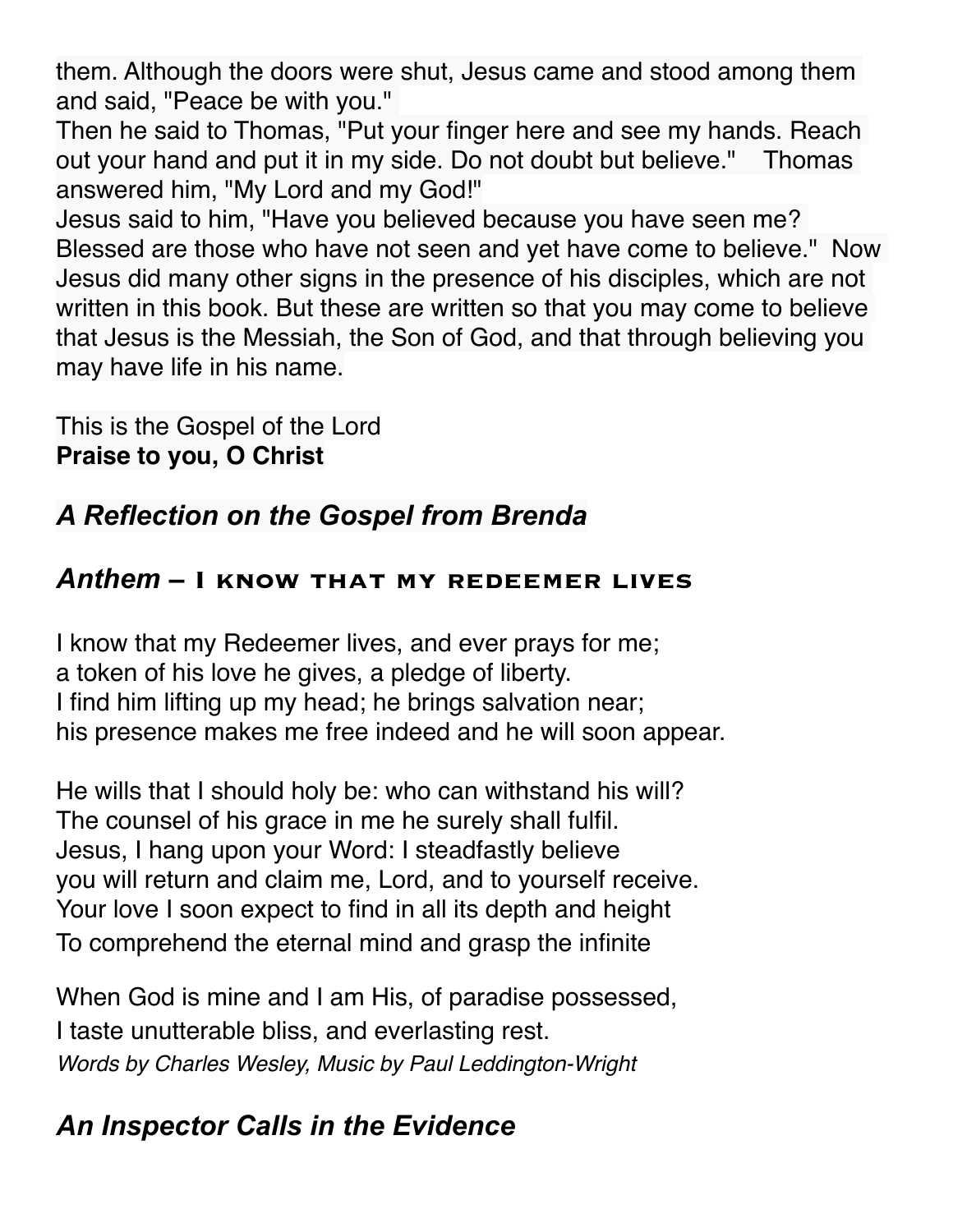them. Although the doors were shut, Jesus came and stood among them and said, "Peace be with you."
Then he said to Thomas, "Put your finger here and see my hands. Reach out your hand and put it in my side. Do not doubt but believe." Thomas answered him, "My Lord and my God!"
Jesus said to him, "Have you believed because you have seen me? Blessed are those who have not seen and yet have come to believe." Now Jesus did many other signs in the presence of his disciples, which are not written in this book. But these are written so that you may come to believe that Jesus is the Messiah, the Son of God, and that through believing you may have life in his name.

This is the Gospel of the Lord
**Praise to you, O Christ**

## *A Reflection on the Gospel from Brenda*

## *Anthem* – I know that my redeemer lives

I know that my Redeemer lives, and ever prays for me;
a token of his love he gives, a pledge of liberty.
I find him lifting up my head; he brings salvation near;
his presence makes me free indeed and he will soon appear.

He wills that I should holy be: who can withstand his will?
The counsel of his grace in me he surely shall fulfil.
Jesus, I hang upon your Word: I steadfastly believe
you will return and claim me, Lord, and to yourself receive.
Your love I soon expect to find in all its depth and height
To comprehend the eternal mind and grasp the infinite

When God is mine and I am His, of paradise possessed,
I taste unutterable bliss, and everlasting rest.
*Words by Charles Wesley, Music by Paul Leddington-Wright*

## *An Inspector Calls in the Evidence*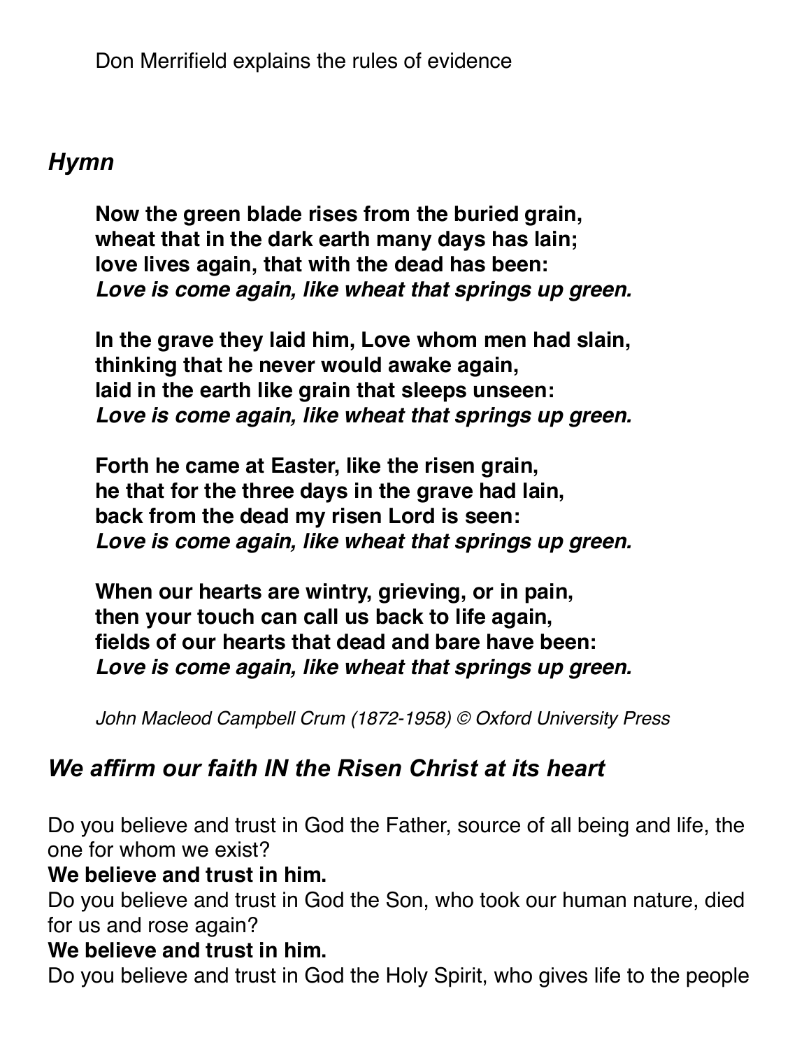Don Merrifield explains the rules of evidence

## *Hymn*

**Now the green blade rises from the buried grain,**
**wheat that in the dark earth many days has lain;**
**love lives again, that with the dead has been:**
***Love is come again, like wheat that springs up green.***

**In the grave they laid him, Love whom men had slain,**
**thinking that he never would awake again,**
**laid in the earth like grain that sleeps unseen:**
***Love is come again, like wheat that springs up green.***

**Forth he came at Easter, like the risen grain,**
**he that for the three days in the grave had lain,**
**back from the dead my risen Lord is seen:**
***Love is come again, like wheat that springs up green.***

**When our hearts are wintry, grieving, or in pain,**
**then your touch can call us back to life again,**
**fields of our hearts that dead and bare have been:**
***Love is come again, like wheat that springs up green.***

*John Macleod Campbell Crum (1872-1958) © Oxford University Press*

## *We affirm our faith IN the Risen Christ at its heart*

Do you believe and trust in God the Father, source of all being and life, the one for whom we exist?
**We believe and trust in him.**
Do you believe and trust in God the Son, who took our human nature, died for us and rose again?
**We believe and trust in him.**
Do you believe and trust in God the Holy Spirit, who gives life to the people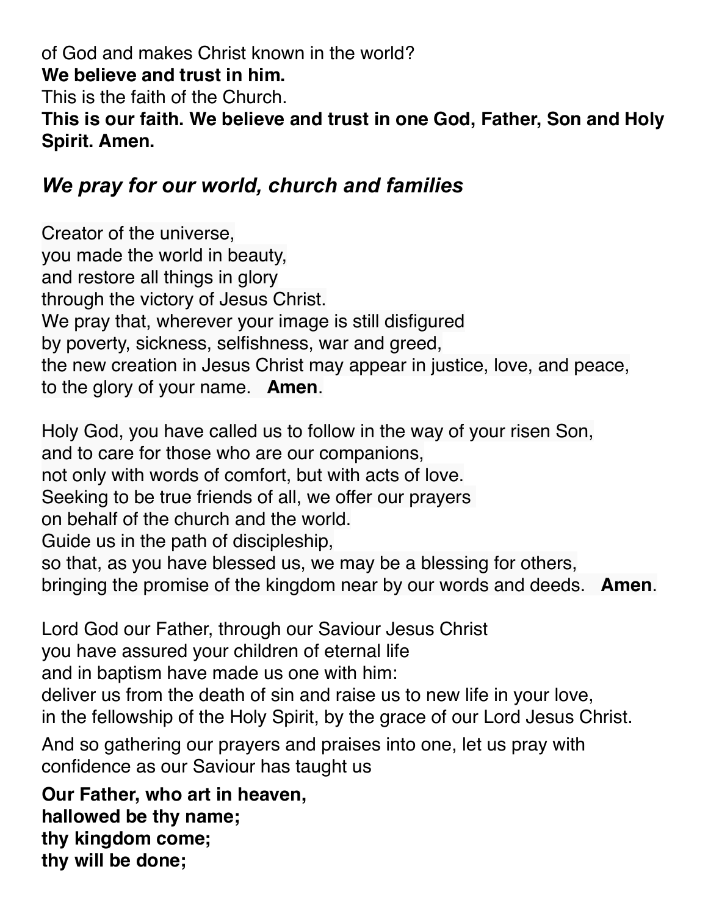of God and makes Christ known in the world?
**We believe and trust in him.**
This is the faith of the Church.
**This is our faith. We believe and trust in one God, Father, Son and Holy Spirit. Amen.**

## *We pray for our world, church and families*

Creator of the universe,
you made the world in beauty,
and restore all things in glory
through the victory of Jesus Christ.
We pray that, wherever your image is still disfigured
by poverty, sickness, selfishness, war and greed,
the new creation in Jesus Christ may appear in justice, love, and peace,
to the glory of your name. **Amen**.

Holy God, you have called us to follow in the way of your risen Son,
and to care for those who are our companions,
not only with words of comfort, but with acts of love.
Seeking to be true friends of all, we offer our prayers
on behalf of the church and the world.
Guide us in the path of discipleship,
so that, as you have blessed us, we may be a blessing for others,
bringing the promise of the kingdom near by our words and deeds. **Amen**.

Lord God our Father, through our Saviour Jesus Christ
you have assured your children of eternal life
and in baptism have made us one with him:
deliver us from the death of sin and raise us to new life in your love,
in the fellowship of the Holy Spirit, by the grace of our Lord Jesus Christ.

And so gathering our prayers and praises into one, let us pray with confidence as our Saviour has taught us

**Our Father, who art in heaven,**
**hallowed be thy name;**
**thy kingdom come;**
**thy will be done;**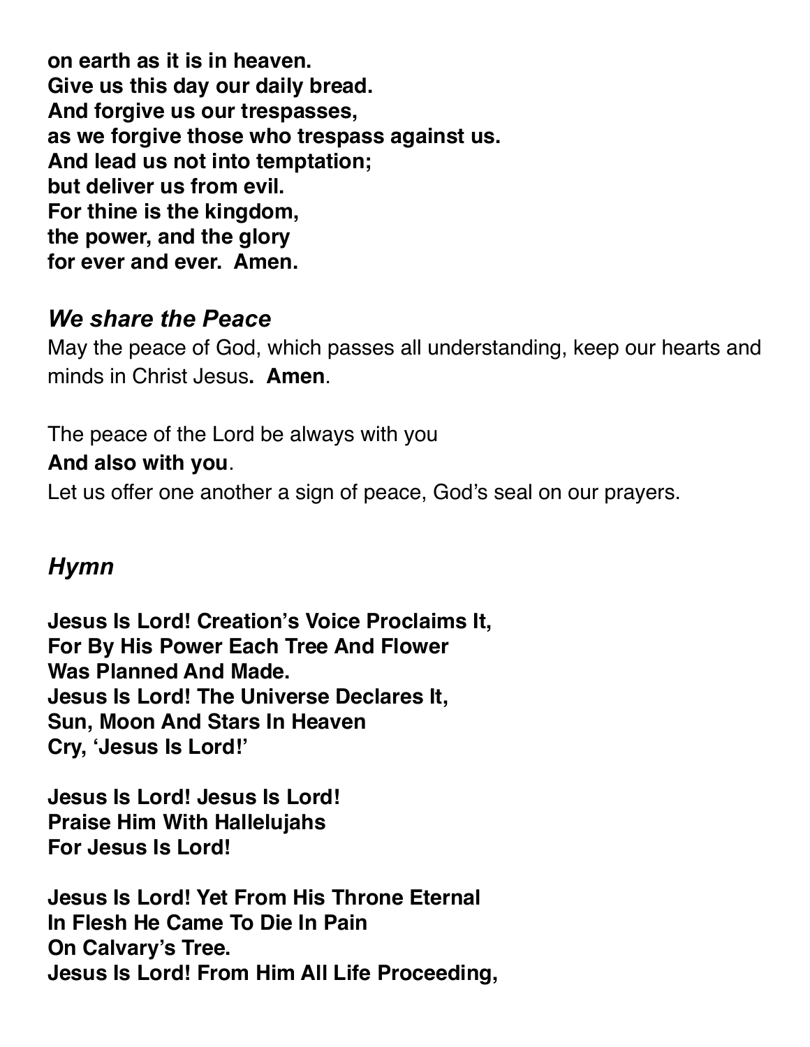**on earth as it is in heaven.**
**Give us this day our daily bread.**
**And forgive us our trespasses,**
**as we forgive those who trespass against us.**
**And lead us not into temptation;**
**but deliver us from evil.**
**For thine is the kingdom,**
**the power, and the glory**
**for ever and ever. Amen.**

## *We share the Peace*

May the peace of God, which passes all understanding, keep our hearts and minds in Christ Jesus**. Amen**.

The peace of the Lord be always with you
**And also with you**.
Let us offer one another a sign of peace, God's seal on our prayers.

## *Hymn*

**Jesus Is Lord! Creation's Voice Proclaims It,**
**For By His Power Each Tree And Flower**
**Was Planned And Made.**
**Jesus Is Lord! The Universe Declares It,**
**Sun, Moon And Stars In Heaven**
**Cry, 'Jesus Is Lord!'**

**Jesus Is Lord! Jesus Is Lord!**
**Praise Him With Hallelujahs**
**For Jesus Is Lord!**

**Jesus Is Lord! Yet From His Throne Eternal**
**In Flesh He Came To Die In Pain**
**On Calvary's Tree.**
**Jesus Is Lord! From Him All Life Proceeding,**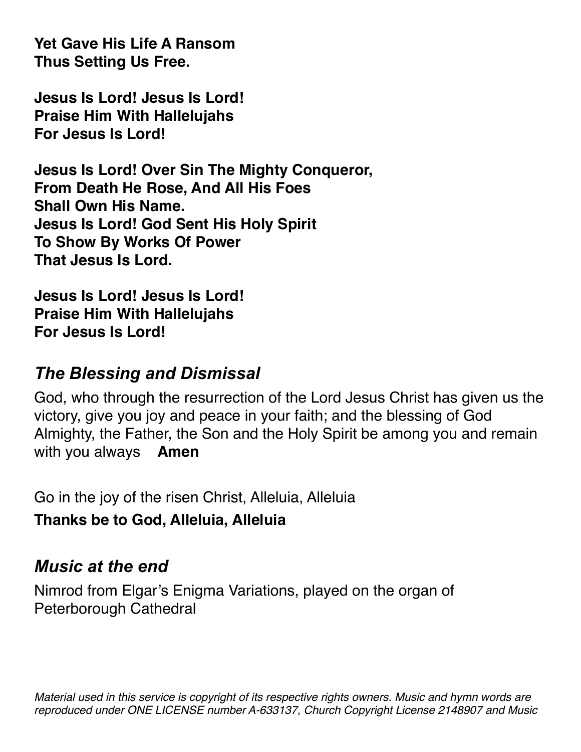**Yet Gave His Life A Ransom**
**Thus Setting Us Free.**

**Jesus Is Lord! Jesus Is Lord!**
**Praise Him With Hallelujahs**
**For Jesus Is Lord!**

**Jesus Is Lord! Over Sin The Mighty Conqueror,**
**From Death He Rose, And All His Foes**
**Shall Own His Name.**
**Jesus Is Lord! God Sent His Holy Spirit**
**To Show By Works Of Power**
**That Jesus Is Lord.**

**Jesus Is Lord! Jesus Is Lord!**
**Praise Him With Hallelujahs**
**For Jesus Is Lord!**

## *The Blessing and Dismissal*

God, who through the resurrection of the Lord Jesus Christ has given us the victory, give you joy and peace in your faith; and the blessing of God Almighty, the Father, the Son and the Holy Spirit be among you and remain with you always **Amen**

Go in the joy of the risen Christ, Alleluia, Alleluia

**Thanks be to God, Alleluia, Alleluia**

## *Music at the end*

Nimrod from Elgar's Enigma Variations, played on the organ of Peterborough Cathedral

*Material used in this service is copyright of its respective rights owners. Music and hymn words are reproduced under ONE LICENSE number A-633137, Church Copyright License 2148907 and Music*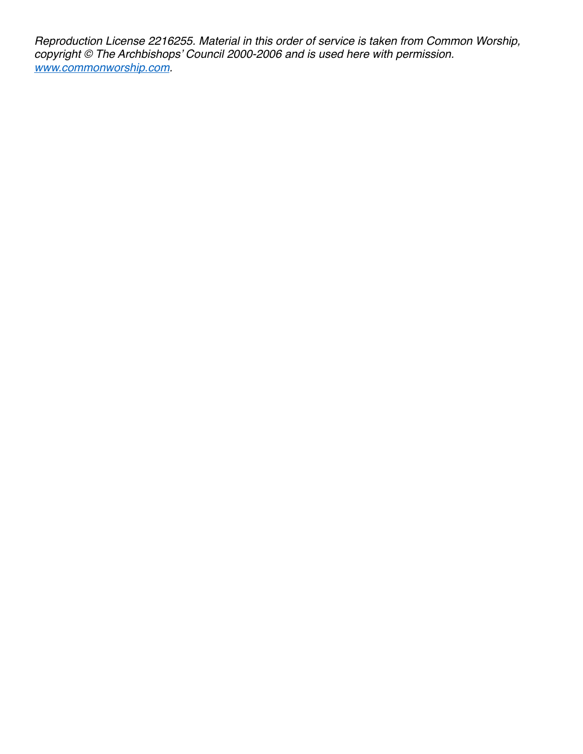*Reproduction License 2216255. Material in this order of service is taken from Common Worship, copyright © The Archbishops' Council 2000-2006 and is used here with permission. [www.commonworship.com](http://www.commonworship.com).*